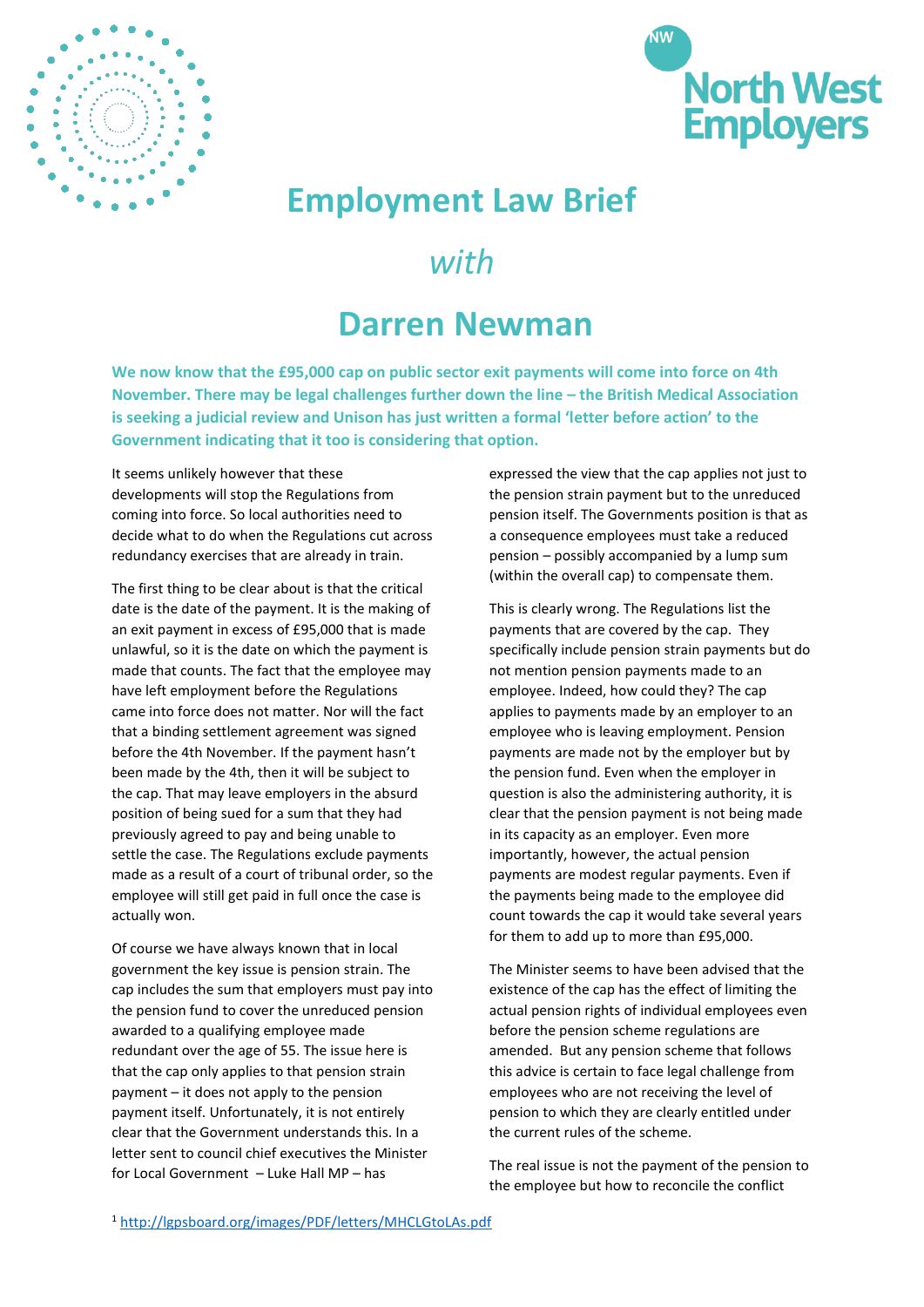# Employment Law Brief

*with*

# Darren Newman

**We now know that the £95,000 cap on public sector exit payments will come into force on 4th November. There may be legal challenges further down the line – the British Medical Association is seeking a judicial review and Unison has just written a formal 'letter before action' to the Government indicating that it too is considering that option.**

It seems unlikely however that these developments will stop the Regulations from coming into force. So local authorities need to decide what to do when the Regulations cut across redundancy exercises that are already in train.

The first thing to be clear about is that the critical date is the date of the payment. It is the making of an exit payment in excess of £95,000 that is made unlawful, so it is the date on which the payment is made that counts. The fact that the employee may have left employment before the Regulations came into force does not matter. Nor will the fact that a binding settlement agreement was signed before the 4th November. If the payment hasn't been made by the 4th, then it will be subject to the cap. That may leave employers in the absurd position of being sued for a sum that they had previously agreed to pay and being unable to settle the case. The Regulations exclude payments made as a result of a court of tribunal order, so the employee will still get paid in full once the case is actually won.

Of course we have always known that in local government the key issue is pension strain. The cap includes the sum that employers must pay into the pension fund to cover the unreduced pension awarded to a qualifying employee made redundant over the age of 55. The issue here is that the cap only applies to that pension strain payment – it does not apply to the pension payment itself. Unfortunately, it is not entirely clear that the Government understands this. In a letter sent to council chief executives the Minister for Local Government – Luke Hall MP – has expressed the view that the cap applies not just to the pension strain payment but to the unreduced pension itself. The Governments position is that as a consequence employees must take a reduced pension – possibly accompanied by a lump sum (within the overall cap) to compensate them.

This is clearly wrong. The Regulations list the payments that are covered by the cap. They specifically include pension strain payments but do not mention pension payments made to an employee. Indeed, how could they? The cap applies to payments made by an employer to an employee who is leaving employment. Pension payments are made not by the employer but by the pension fund. Even when the employer in question is also the administering authority, it is clear that the pension payment is not being made in its capacity as an employer. Even more importantly, however, the actual pension payments are modest regular payments. Even if the payments being made to the employee did count towards the cap it would take several years for them to add up to more than £95,000.

The Minister seems to have been advised that the existence of the cap has the effect of limiting the actual pension rights of individual employees even before the pension scheme regulations are amended. But any pension scheme that follows this advice is certain to face legal challenge from employees who are not receiving the level of pension to which they are clearly entitled under the current rules of the scheme.

The real issue is not the payment of the pension to the employee but how to reconcile the conflict

[1] http://lgpsboard.org/images/PDF/letters/MHCLGtoLAs.pdf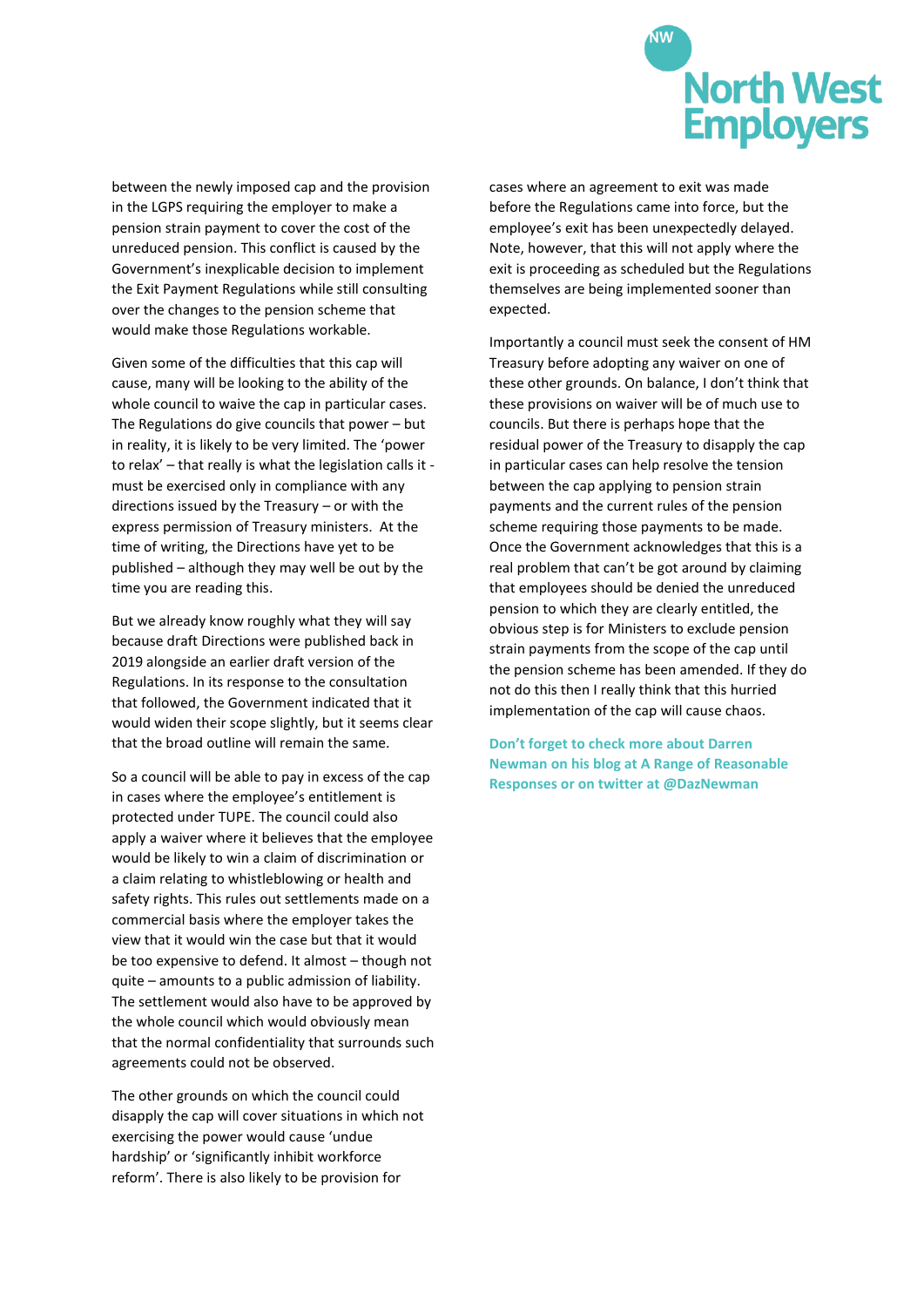between the newly imposed cap and the provision in the LGPS requiring the employer to make a pension strain payment to cover the cost of the unreduced pension. This conflict is caused by the Government's inexplicable decision to implement the Exit Payment Regulations while still consulting over the changes to the pension scheme that would make those Regulations workable.

Given some of the difficulties that this cap will cause, many will be looking to the ability of the whole council to waive the cap in particular cases. The Regulations do give councils that power – but in reality, it is likely to be very limited. The 'power to relax' – that really is what the legislation calls it - must be exercised only in compliance with any directions issued by the Treasury – or with the express permission of Treasury ministers. At the time of writing, the Directions have yet to be published – although they may well be out by the time you are reading this.

But we already know roughly what they will say because draft Directions were published back in 2019 alongside an earlier draft version of the Regulations. In its response to the consultation that followed, the Government indicated that it would widen their scope slightly, but it seems clear that the broad outline will remain the same.

So a council will be able to pay in excess of the cap in cases where the employee's entitlement is protected under TUPE. The council could also apply a waiver where it believes that the employee would be likely to win a claim of discrimination or a claim relating to whistleblowing or health and safety rights. This rules out settlements made on a commercial basis where the employer takes the view that it would win the case but that it would be too expensive to defend. It almost – though not quite – amounts to a public admission of liability. The settlement would also have to be approved by the whole council which would obviously mean that the normal confidentiality that surrounds such agreements could not be observed.

The other grounds on which the council could disapply the cap will cover situations in which not exercising the power would cause 'undue hardship' or 'significantly inhibit workforce reform'. There is also likely to be provision for cases where an agreement to exit was made before the Regulations came into force, but the employee's exit has been unexpectedly delayed. Note, however, that this will not apply where the exit is proceeding as scheduled but the Regulations themselves are being implemented sooner than expected.

Importantly a council must seek the consent of HM Treasury before adopting any waiver on one of these other grounds. On balance, I don't think that these provisions on waiver will be of much use to councils. But there is perhaps hope that the residual power of the Treasury to disapply the cap in particular cases can help resolve the tension between the cap applying to pension strain payments and the current rules of the pension scheme requiring those payments to be made. Once the Government acknowledges that this is a real problem that can't be got around by claiming that employees should be denied the unreduced pension to which they are clearly entitled, the obvious step is for Ministers to exclude pension strain payments from the scope of the cap until the pension scheme has been amended. If they do not do this then I really think that this hurried implementation of the cap will cause chaos.

**Don't forget to check more about Darren Newman on his blog at A Range of Reasonable Responses or on twitter at @DazNewman**